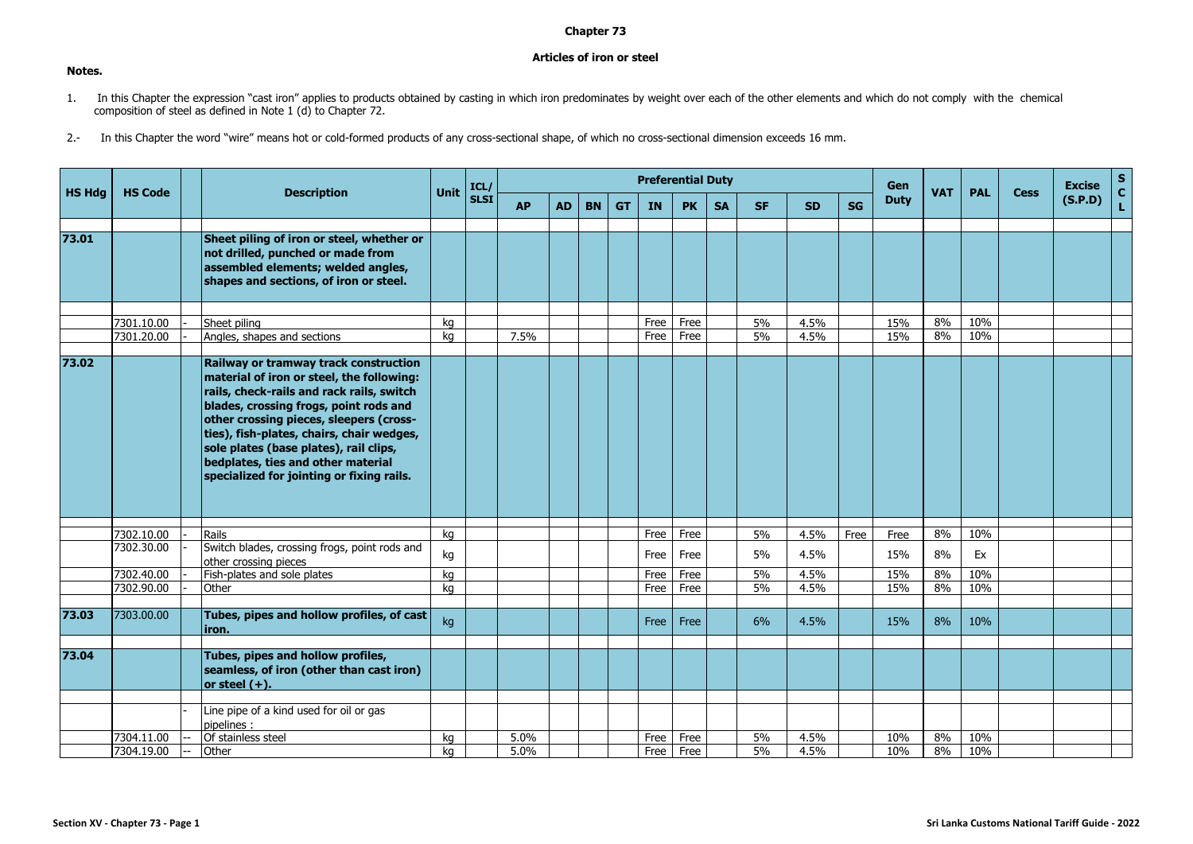# Chapter 73

## Articles of iron or steel

**Notes.**

1. In this Chapter the expression "cast iron" applies to products obtained by casting in which iron predominates by weight over each of the other elements and which do not comply with the chemical composition of steel as defined in Note 1 (d) to Chapter 72.

2.- In this Chapter the word "wire" means hot or cold-formed products of any cross-sectional shape, of which no cross-sectional dimension exceeds 16 mm.

| HS Hdg | HS Code | | Description | Unit | ICL/ SLSI | Preferential Duty | | | | | | | | | | Gen Duty | VAT | PAL | Cess | Excise (S.P.D) | S C L |
|---|---|---|---|---|---|---|---|---|---|---|---|---|---|---|---|---|---|---|---|---|---|
| | | | | | | AP | AD | BN | GT | IN | PK | SA | SF | SD | SG | | | | | | |
| **73.01** | | | **Sheet piling of iron or steel, whether or not drilled, punched or made from assembled elements; welded angles, shapes and sections, of iron or steel.** | | | | | | | | | | | | | | | | | | |
| | 7301.10.00 | - | Sheet piling | kg | | | | | | Free | Free | | 5% | 4.5% | | 15% | 8% | 10% | | | |
| | 7301.20.00 | - | Angles, shapes and sections | kg | | 7.5% | | | | Free | Free | | 5% | 4.5% | | 15% | 8% | 10% | | | |
| **73.02** | | | **Railway or tramway track construction material of iron or steel, the following: rails, check-rails and rack rails, switch blades, crossing frogs, point rods and other crossing pieces, sleepers (cross-ties), fish-plates, chairs, chair wedges, sole plates (base plates), rail clips, bedplates, ties and other material specialized for jointing or fixing rails.** | | | | | | | | | | | | | | | | | | |
| | 7302.10.00 | - | Rails | kg | | | | | | Free | Free | | 5% | 4.5% | Free | Free | 8% | 10% | | | |
| | 7302.30.00 | - | Switch blades, crossing frogs, point rods and other crossing pieces | kg | | | | | | Free | Free | | 5% | 4.5% | | 15% | 8% | Ex | | | |
| | 7302.40.00 | - | Fish-plates and sole plates | kg | | | | | | Free | Free | | 5% | 4.5% | | 15% | 8% | 10% | | | |
| | 7302.90.00 | - | Other | kg | | | | | | Free | Free | | 5% | 4.5% | | 15% | 8% | 10% | | | |
| **73.03** | 7303.00.00 | | **Tubes, pipes and hollow profiles, of cast iron.** | kg | | | | | | Free | Free | | 6% | 4.5% | | 15% | 8% | 10% | | | |
| **73.04** | | | **Tubes, pipes and hollow profiles, seamless, of iron (other than cast iron) or steel (+).** | | | | | | | | | | | | | | | | | | |
| | | - | Line pipe of a kind used for oil or gas pipelines : | | | | | | | | | | | | | | | | | | |
| | 7304.11.00 | -- | Of stainless steel | kg | | 5.0% | | | | Free | Free | | 5% | 4.5% | | 10% | 8% | 10% | | | |
| | 7304.19.00 | -- | Other | kg | | 5.0% | | | | Free | Free | | 5% | 4.5% | | 10% | 8% | 10% | | | |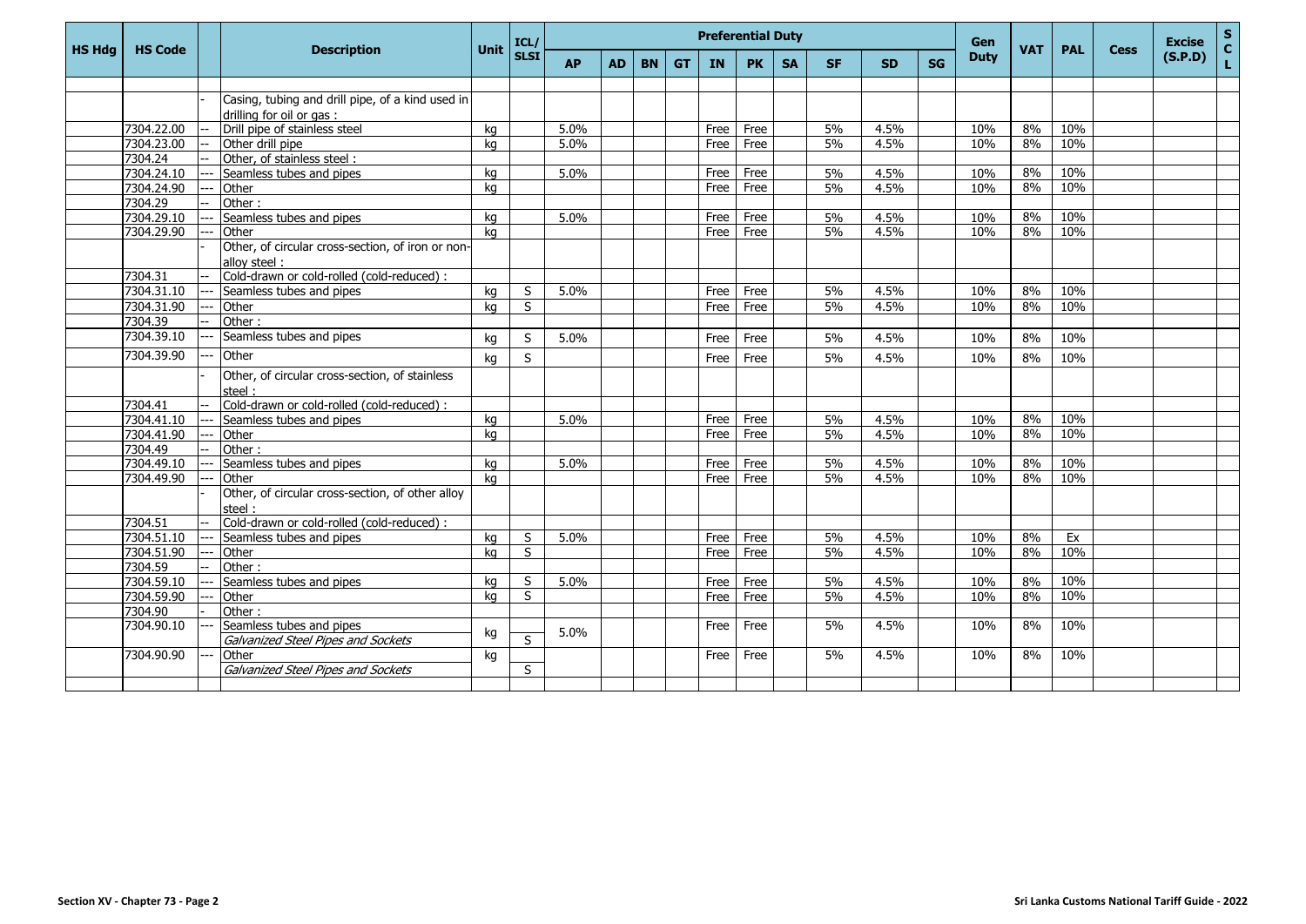| HS Hdg | HS Code | | Description | Unit | ICL/ SLSI | Preferential Duty | | | | | | | | | | Gen Duty | VAT | PAL | Cess | Excise (S.P.D) | S C L |
|---|---|---|---|---|---|---|---|---|---|---|---|---|---|---|---|---|---|---|---|---|---|
| | | | | | | AP | AD | BN | GT | IN | PK | SA | SF | SD | SG | | | | | | |
| | | | | | | | | | | | | | | | | | | | | | |
| | | - | Casing, tubing and drill pipe, of a kind used in drilling for oil or gas : | | | | | | | | | | | | | | | | | | |
| | 7304.22.00 | -- | Drill pipe of stainless steel | kg | | 5.0% | | | | Free | Free | | 5% | 4.5% | | 10% | 8% | 10% | | | |
| | 7304.23.00 | -- | Other drill pipe | kg | | 5.0% | | | | Free | Free | | 5% | 4.5% | | 10% | 8% | 10% | | | |
| | 7304.24 | -- | Other, of stainless steel : | | | | | | | | | | | | | | | | | | |
| | 7304.24.10 | --- | Seamless tubes and pipes | kg | | 5.0% | | | | Free | Free | | 5% | 4.5% | | 10% | 8% | 10% | | | |
| | 7304.24.90 | --- | Other | kg | | | | | | Free | Free | | 5% | 4.5% | | 10% | 8% | 10% | | | |
| | 7304.29 | -- | Other : | | | | | | | | | | | | | | | | | | |
| | 7304.29.10 | --- | Seamless tubes and pipes | kg | | 5.0% | | | | Free | Free | | 5% | 4.5% | | 10% | 8% | 10% | | | |
| | 7304.29.90 | --- | Other | kg | | | | | | Free | Free | | 5% | 4.5% | | 10% | 8% | 10% | | | |
| | | - | Other, of circular cross-section, of iron or non-alloy steel : | | | | | | | | | | | | | | | | | | |
| | 7304.31 | -- | Cold-drawn or cold-rolled (cold-reduced) : | | | | | | | | | | | | | | | | | | |
| | 7304.31.10 | --- | Seamless tubes and pipes | kg | S | 5.0% | | | | Free | Free | | 5% | 4.5% | | 10% | 8% | 10% | | | |
| | 7304.31.90 | --- | Other | kg | S | | | | | Free | Free | | 5% | 4.5% | | 10% | 8% | 10% | | | |
| | 7304.39 | -- | Other : | | | | | | | | | | | | | | | | | | |
| | 7304.39.10 | --- | Seamless tubes and pipes | kg | S | 5.0% | | | | Free | Free | | 5% | 4.5% | | 10% | 8% | 10% | | | |
| | 7304.39.90 | --- | Other | kg | S | | | | | Free | Free | | 5% | 4.5% | | 10% | 8% | 10% | | | |
| | | - | Other, of circular cross-section, of stainless steel : | | | | | | | | | | | | | | | | | | |
| | 7304.41 | -- | Cold-drawn or cold-rolled (cold-reduced) : | | | | | | | | | | | | | | | | | | |
| | 7304.41.10 | --- | Seamless tubes and pipes | kg | | 5.0% | | | | Free | Free | | 5% | 4.5% | | 10% | 8% | 10% | | | |
| | 7304.41.90 | --- | Other | kg | | | | | | Free | Free | | 5% | 4.5% | | 10% | 8% | 10% | | | |
| | 7304.49 | -- | Other : | | | | | | | | | | | | | | | | | | |
| | 7304.49.10 | --- | Seamless tubes and pipes | kg | | 5.0% | | | | Free | Free | | 5% | 4.5% | | 10% | 8% | 10% | | | |
| | 7304.49.90 | --- | Other | kg | | | | | | Free | Free | | 5% | 4.5% | | 10% | 8% | 10% | | | |
| | | - | Other, of circular cross-section, of other alloy steel : | | | | | | | | | | | | | | | | | | |
| | 7304.51 | -- | Cold-drawn or cold-rolled (cold-reduced) : | | | | | | | | | | | | | | | | | | |
| | 7304.51.10 | --- | Seamless tubes and pipes | kg | S | 5.0% | | | | Free | Free | | 5% | 4.5% | | 10% | 8% | Ex | | | |
| | 7304.51.90 | --- | Other | kg | S | | | | | Free | Free | | 5% | 4.5% | | 10% | 8% | 10% | | | |
| | 7304.59 | -- | Other : | | | | | | | | | | | | | | | | | | |
| | 7304.59.10 | --- | Seamless tubes and pipes | kg | S | 5.0% | | | | Free | Free | | 5% | 4.5% | | 10% | 8% | 10% | | | |
| | 7304.59.90 | --- | Other | kg | S | | | | | Free | Free | | 5% | 4.5% | | 10% | 8% | 10% | | | |
| | 7304.90 | - | Other : | | | | | | | | | | | | | | | | | | |
| | 7304.90.10 | --- | Seamless tubes and pipes | kg | | 5.0% | | | | Free | Free | | 5% | 4.5% | | 10% | 8% | 10% | | | |
| | | | *Galvanized Steel Pipes and Sockets* | | S | | | | | | | | | | | | | | | | |
| | 7304.90.90 | --- | Other | kg | | | | | | Free | Free | | 5% | 4.5% | | 10% | 8% | 10% | | | |
| | | | *Galvanized Steel Pipes and Sockets* | | S | | | | | | | | | | | | | | | | |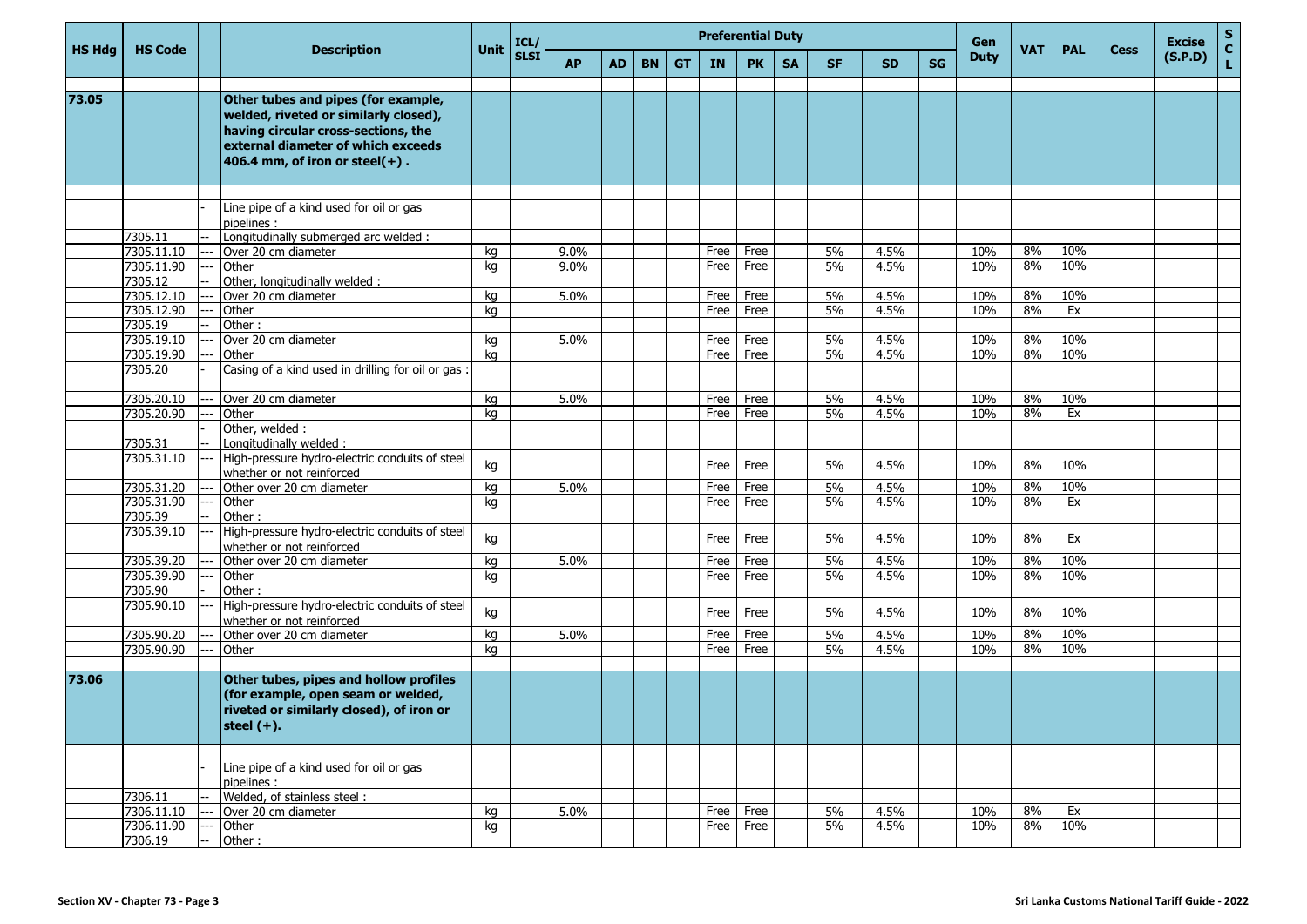| HS Hdg | HS Code | | Description | Unit | ICL/ SLSI | Preferential Duty | | | | | | | | | | Gen Duty | VAT | PAL | Cess | Excise (S.P.D) | S C L |
|---|---|---|---|---|---|---|---|---|---|---|---|---|---|---|---|---|---|---|---|---|---|
| | | | | | | AP | AD | BN | GT | IN | PK | SA | SF | SD | SG | | | | | | |
| **73.05** | | | **Other tubes and pipes (for example, welded, riveted or similarly closed), having circular cross-sections, the external diameter of which exceeds 406.4 mm, of iron or steel(+) .** | | | | | | | | | | | | | | | | | | |
| | | - | Line pipe of a kind used for oil or gas pipelines : | | | | | | | | | | | | | | | | | | |
| | 7305.11 | -- | Longitudinally submerged arc welded : | | | | | | | | | | | | | | | | | | |
| | 7305.11.10 | --- | Over 20 cm diameter | kg | | 9.0% | | | | Free | Free | | 5% | 4.5% | | 10% | 8% | 10% | | | |
| | 7305.11.90 | --- | Other | kg | | 9.0% | | | | Free | Free | | 5% | 4.5% | | 10% | 8% | 10% | | | |
| | 7305.12 | -- | Other, longitudinally welded : | | | | | | | | | | | | | | | | | | |
| | 7305.12.10 | --- | Over 20 cm diameter | kg | | 5.0% | | | | Free | Free | | 5% | 4.5% | | 10% | 8% | 10% | | | |
| | 7305.12.90 | --- | Other | kg | | | | | | Free | Free | | 5% | 4.5% | | 10% | 8% | Ex | | | |
| | 7305.19 | -- | Other : | | | | | | | | | | | | | | | | | | |
| | 7305.19.10 | --- | Over 20 cm diameter | kg | | 5.0% | | | | Free | Free | | 5% | 4.5% | | 10% | 8% | 10% | | | |
| | 7305.19.90 | --- | Other | kg | | | | | | Free | Free | | 5% | 4.5% | | 10% | 8% | 10% | | | |
| | 7305.20 | - | Casing of a kind used in drilling for oil or gas : | | | | | | | | | | | | | | | | | | |
| | 7305.20.10 | --- | Over 20 cm diameter | kg | | 5.0% | | | | Free | Free | | 5% | 4.5% | | 10% | 8% | 10% | | | |
| | 7305.20.90 | --- | Other | kg | | | | | | Free | Free | | 5% | 4.5% | | 10% | 8% | Ex | | | |
| | | - | Other, welded : | | | | | | | | | | | | | | | | | | |
| | 7305.31 | -- | Longitudinally welded : | | | | | | | | | | | | | | | | | | |
| | 7305.31.10 | --- | High-pressure hydro-electric conduits of steel whether or not reinforced | kg | | | | | | Free | Free | | 5% | 4.5% | | 10% | 8% | 10% | | | |
| | 7305.31.20 | --- | Other over 20 cm diameter | kg | | 5.0% | | | | Free | Free | | 5% | 4.5% | | 10% | 8% | 10% | | | |
| | 7305.31.90 | --- | Other | kg | | | | | | Free | Free | | 5% | 4.5% | | 10% | 8% | Ex | | | |
| | 7305.39 | -- | Other : | | | | | | | | | | | | | | | | | | |
| | 7305.39.10 | --- | High-pressure hydro-electric conduits of steel whether or not reinforced | kg | | | | | | Free | Free | | 5% | 4.5% | | 10% | 8% | Ex | | | |
| | 7305.39.20 | --- | Other over 20 cm diameter | kg | | 5.0% | | | | Free | Free | | 5% | 4.5% | | 10% | 8% | 10% | | | |
| | 7305.39.90 | --- | Other | kg | | | | | | Free | Free | | 5% | 4.5% | | 10% | 8% | 10% | | | |
| | 7305.90 | - | Other : | | | | | | | | | | | | | | | | | | |
| | 7305.90.10 | --- | High-pressure hydro-electric conduits of steel whether or not reinforced | kg | | | | | | Free | Free | | 5% | 4.5% | | 10% | 8% | 10% | | | |
| | 7305.90.20 | --- | Other over 20 cm diameter | kg | | 5.0% | | | | Free | Free | | 5% | 4.5% | | 10% | 8% | 10% | | | |
| | 7305.90.90 | --- | Other | kg | | | | | | Free | Free | | 5% | 4.5% | | 10% | 8% | 10% | | | |
| **73.06** | | | **Other tubes, pipes and hollow profiles (for example, open seam or welded, riveted or similarly closed), of iron or steel (+).** | | | | | | | | | | | | | | | | | | |
| | | - | Line pipe of a kind used for oil or gas pipelines : | | | | | | | | | | | | | | | | | | |
| | 7306.11 | -- | Welded, of stainless steel : | | | | | | | | | | | | | | | | | | |
| | 7306.11.10 | --- | Over 20 cm diameter | kg | | 5.0% | | | | Free | Free | | 5% | 4.5% | | 10% | 8% | Ex | | | |
| | 7306.11.90 | --- | Other | kg | | | | | | Free | Free | | 5% | 4.5% | | 10% | 8% | 10% | | | |
| | 7306.19 | -- | Other : | | | | | | | | | | | | | | | | | | |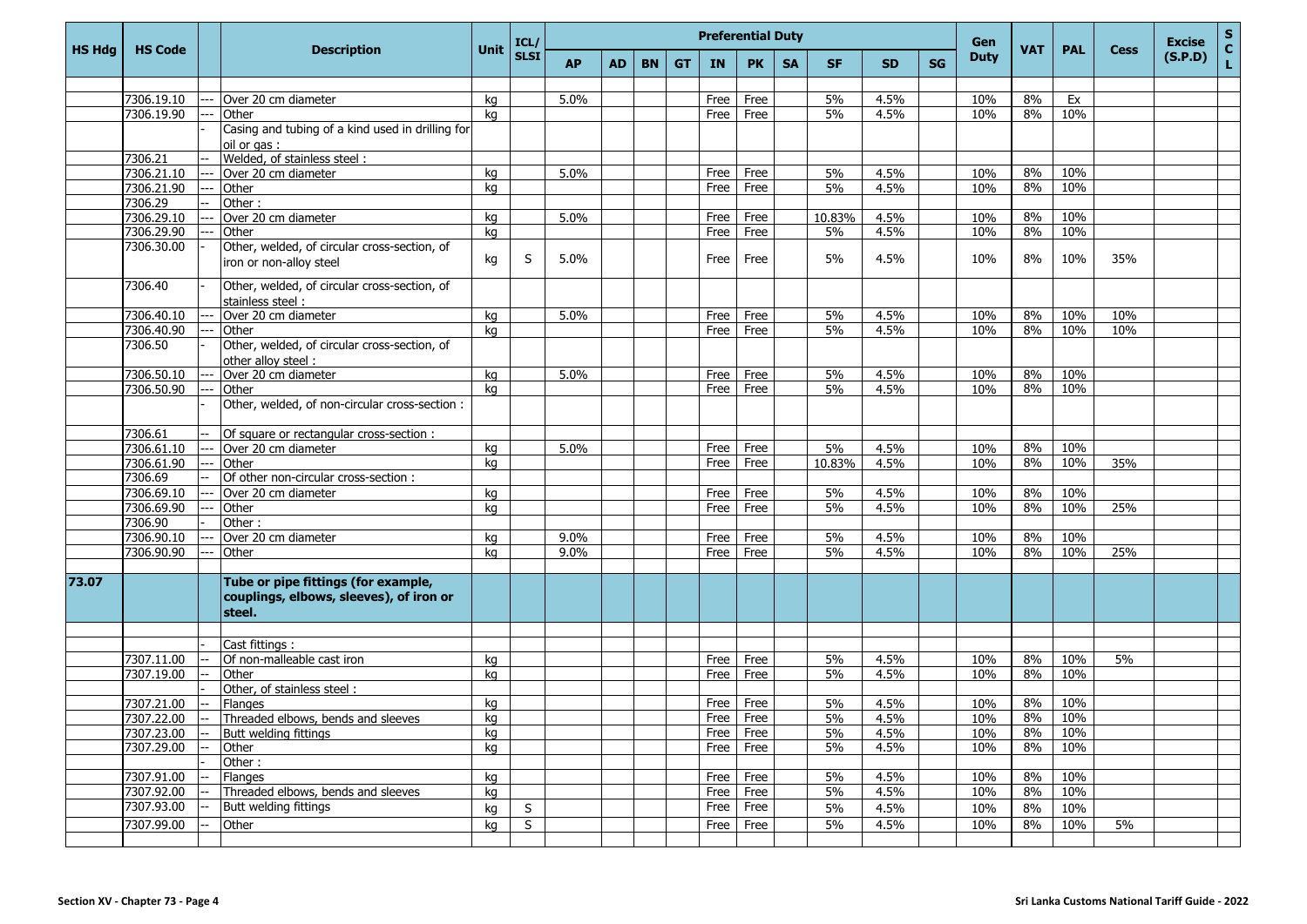| HS Hdg | HS Code | | Description | Unit | ICL/ SLSI | Preferential Duty | | | | | | | | | | Gen Duty | VAT | PAL | Cess | Excise (S.P.D) | SCL |
|---|---|---|---|---|---|---|---|---|---|---|---|---|---|---|---|---|---|---|---|---|---|
| | | | | | | AP | AD | BN | GT | IN | PK | SA | SF | SD | SG | | | | | | |
| | 7306.19.10 | --- | Over 20 cm diameter | kg | | 5.0% | | | | Free | Free | | 5% | 4.5% | | 10% | 8% | Ex | | | |
| | 7306.19.90 | --- | Other | kg | | | | | | Free | Free | | 5% | 4.5% | | 10% | 8% | 10% | | | |
| | | - | Casing and tubing of a kind used in drilling for oil or gas : | | | | | | | | | | | | | | | | | | |
| | 7306.21 | -- | Welded, of stainless steel : | | | | | | | | | | | | | | | | | | |
| | 7306.21.10 | --- | Over 20 cm diameter | kg | | 5.0% | | | | Free | Free | | 5% | 4.5% | | 10% | 8% | 10% | | | |
| | 7306.21.90 | --- | Other | kg | | | | | | Free | Free | | 5% | 4.5% | | 10% | 8% | 10% | | | |
| | 7306.29 | -- | Other : | | | | | | | | | | | | | | | | | | |
| | 7306.29.10 | --- | Over 20 cm diameter | kg | | 5.0% | | | | Free | Free | | 10.83% | 4.5% | | 10% | 8% | 10% | | | |
| | 7306.29.90 | --- | Other | kg | | | | | | Free | Free | | 5% | 4.5% | | 10% | 8% | 10% | | | |
| | 7306.30.00 | - | Other, welded, of circular cross-section, of iron or non-alloy steel | kg | S | 5.0% | | | | Free | Free | | 5% | 4.5% | | 10% | 8% | 10% | 35% | | |
| | 7306.40 | - | Other, welded, of circular cross-section, of stainless steel : | | | | | | | | | | | | | | | | | | |
| | 7306.40.10 | --- | Over 20 cm diameter | kg | | 5.0% | | | | Free | Free | | 5% | 4.5% | | 10% | 8% | 10% | 10% | | |
| | 7306.40.90 | --- | Other | kg | | | | | | Free | Free | | 5% | 4.5% | | 10% | 8% | 10% | 10% | | |
| | 7306.50 | - | Other, welded, of circular cross-section, of other alloy steel : | | | | | | | | | | | | | | | | | | |
| | 7306.50.10 | --- | Over 20 cm diameter | kg | | 5.0% | | | | Free | Free | | 5% | 4.5% | | 10% | 8% | 10% | | | |
| | 7306.50.90 | --- | Other | kg | | | | | | Free | Free | | 5% | 4.5% | | 10% | 8% | 10% | | | |
| | | - | Other, welded, of non-circular cross-section : | | | | | | | | | | | | | | | | | | |
| | 7306.61 | -- | Of square or rectangular cross-section : | | | | | | | | | | | | | | | | | | |
| | 7306.61.10 | --- | Over 20 cm diameter | kg | | 5.0% | | | | Free | Free | | 5% | 4.5% | | 10% | 8% | 10% | | | |
| | 7306.61.90 | --- | Other | kg | | | | | | Free | Free | | 10.83% | 4.5% | | 10% | 8% | 10% | 35% | | |
| | 7306.69 | -- | Of other non-circular cross-section : | | | | | | | | | | | | | | | | | | |
| | 7306.69.10 | --- | Over 20 cm diameter | kg | | | | | | Free | Free | | 5% | 4.5% | | 10% | 8% | 10% | | | |
| | 7306.69.90 | --- | Other | kg | | | | | | Free | Free | | 5% | 4.5% | | 10% | 8% | 10% | 25% | | |
| | 7306.90 | - | Other : | | | | | | | | | | | | | | | | | | |
| | 7306.90.10 | --- | Over 20 cm diameter | kg | | 9.0% | | | | Free | Free | | 5% | 4.5% | | 10% | 8% | 10% | | | |
| | 7306.90.90 | --- | Other | kg | | 9.0% | | | | Free | Free | | 5% | 4.5% | | 10% | 8% | 10% | 25% | | |
| **73.07** | | | **Tube or pipe fittings (for example, couplings, elbows, sleeves), of iron or steel.** | | | | | | | | | | | | | | | | | | |
| | | - | Cast fittings : | | | | | | | | | | | | | | | | | | |
| | 7307.11.00 | -- | Of non-malleable cast iron | kg | | | | | | Free | Free | | 5% | 4.5% | | 10% | 8% | 10% | 5% | | |
| | 7307.19.00 | -- | Other | kg | | | | | | Free | Free | | 5% | 4.5% | | 10% | 8% | 10% | | | |
| | | - | Other, of stainless steel : | | | | | | | | | | | | | | | | | | |
| | 7307.21.00 | -- | Flanges | kg | | | | | | Free | Free | | 5% | 4.5% | | 10% | 8% | 10% | | | |
| | 7307.22.00 | -- | Threaded elbows, bends and sleeves | kg | | | | | | Free | Free | | 5% | 4.5% | | 10% | 8% | 10% | | | |
| | 7307.23.00 | -- | Butt welding fittings | kg | | | | | | Free | Free | | 5% | 4.5% | | 10% | 8% | 10% | | | |
| | 7307.29.00 | -- | Other | kg | | | | | | Free | Free | | 5% | 4.5% | | 10% | 8% | 10% | | | |
| | | - | Other : | | | | | | | | | | | | | | | | | | |
| | 7307.91.00 | -- | Flanges | kg | | | | | | Free | Free | | 5% | 4.5% | | 10% | 8% | 10% | | | |
| | 7307.92.00 | -- | Threaded elbows, bends and sleeves | kg | | | | | | Free | Free | | 5% | 4.5% | | 10% | 8% | 10% | | | |
| | 7307.93.00 | -- | Butt welding fittings | kg | S | | | | | Free | Free | | 5% | 4.5% | | 10% | 8% | 10% | | | |
| | 7307.99.00 | -- | Other | kg | S | | | | | Free | Free | | 5% | 4.5% | | 10% | 8% | 10% | 5% | | |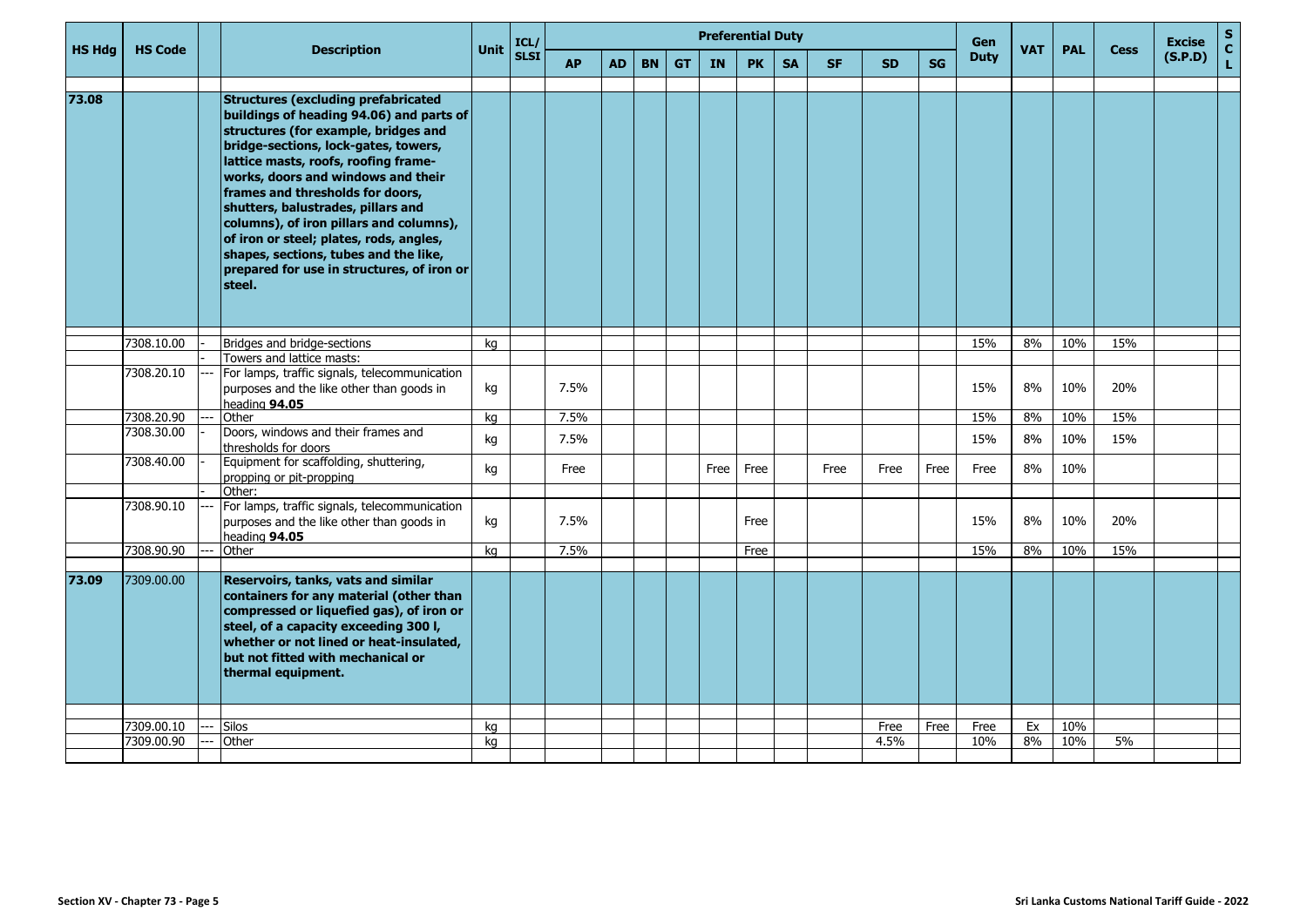| HS Hdg | HS Code | | Description | Unit | ICL/ SLSI | Preferential Duty | | | | | | | | | | Gen Duty | VAT | PAL | Cess | Excise (S.P.D) | S C L |
|---|---|---|---|---|---|---|---|---|---|---|---|---|---|---|---|---|---|---|---|---|---|
| | | | | | | AP | AD | BN | GT | IN | PK | SA | SF | SD | SG | | | | | | |
| 73.08 | | | **Structures (excluding prefabricated buildings of heading 94.06) and parts of structures (for example, bridges and bridge-sections, lock-gates, towers, lattice masts, roofs, roofing frame-works, doors and windows and their frames and thresholds for doors, shutters, balustrades, pillars and columns), of iron pillars and columns), of iron or steel; plates, rods, angles, shapes, sections, tubes and the like, prepared for use in structures, of iron or steel.** | | | | | | | | | | | | | | | | | | |
| | 7308.10.00 | - | Bridges and bridge-sections | kg | | | | | | | | | | | | 15% | 8% | 10% | 15% | | |
| | | - | Towers and lattice masts: | | | | | | | | | | | | | | | | | | |
| | 7308.20.10 | --- | For lamps, traffic signals, telecommunication purposes and the like other than goods in heading **94.05** | kg | | 7.5% | | | | | | | | | | 15% | 8% | 10% | 20% | | |
| | 7308.20.90 | --- | Other | kg | | 7.5% | | | | | | | | | | 15% | 8% | 10% | 15% | | |
| | 7308.30.00 | - | Doors, windows and their frames and thresholds for doors | kg | | 7.5% | | | | | | | | | | 15% | 8% | 10% | 15% | | |
| | 7308.40.00 | - | Equipment for scaffolding, shuttering, propping or pit-propping | kg | | Free | | | | Free | Free | | Free | Free | Free | Free | 8% | 10% | | | |
| | | - | Other: | | | | | | | | | | | | | | | | | | |
| | 7308.90.10 | --- | For lamps, traffic signals, telecommunication purposes and the like other than goods in heading **94.05** | kg | | 7.5% | | | | | Free | | | | | 15% | 8% | 10% | 20% | | |
| | 7308.90.90 | --- | Other | kg | | 7.5% | | | | | Free | | | | | 15% | 8% | 10% | 15% | | |
| 73.09 | 7309.00.00 | | **Reservoirs, tanks, vats and similar containers for any material (other than compressed or liquefied gas), of iron or steel, of a capacity exceeding 300 l, whether or not lined or heat-insulated, but not fitted with mechanical or thermal equipment.** | | | | | | | | | | | | | | | | | | |
| | 7309.00.10 | --- | Silos | kg | | | | | | | | | | Free | Free | Free | Ex | 10% | | | |
| | 7309.00.90 | --- | Other | kg | | | | | | | | | | 4.5% | | 10% | 8% | 10% | 5% | | |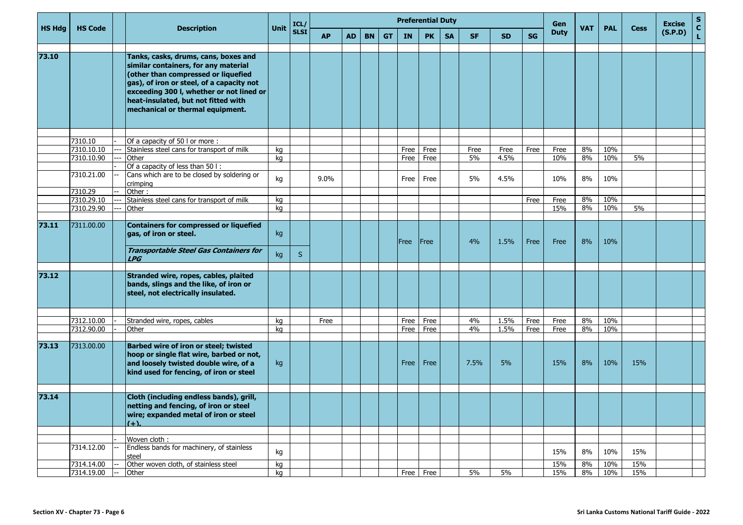| HS Hdg | HS Code | | Description | Unit | ICL/ SLSI | Preferential Duty | | | | | | | | | | Gen Duty | VAT | PAL | Cess | Excise (S.P.D) | S C L |
|---|---|---|---|---|---|---|---|---|---|---|---|---|---|---|---|---|---|---|---|---|---|
| | | | | | | AP | AD | BN | GT | IN | PK | SA | SF | SD | SG | | | | | | |
| 73.10 | | | **Tanks, casks, drums, cans, boxes and similar containers, for any material (other than compressed or liquefied gas), of iron or steel, of a capacity not exceeding 300 l, whether or not lined or heat-insulated, but not fitted with mechanical or thermal equipment.** | | | | | | | | | | | | | | | | | | |
| | 7310.10 | - | Of a capacity of 50 l or more : | | | | | | | | | | | | | | | | | | |
| | 7310.10.10 | --- | Stainless steel cans for transport of milk | kg | | | | | | Free | Free | | Free | Free | Free | Free | 8% | 10% | | | |
| | 7310.10.90 | --- | Other | kg | | | | | | Free | Free | | 5% | 4.5% | | 10% | 8% | 10% | 5% | | |
| | | - | Of a capacity of less than 50 l : | | | | | | | | | | | | | | | | | | |
| | 7310.21.00 | -- | Cans which are to be closed by soldering or crimping | kg | | 9.0% | | | | Free | Free | | 5% | 4.5% | | 10% | 8% | 10% | | | |
| | 7310.29 | -- | Other : | | | | | | | | | | | | | | | | | | |
| | 7310.29.10 | --- | Stainless steel cans for transport of milk | kg | | | | | | | | | | | Free | Free | 8% | 10% | | | |
| | 7310.29.90 | --- | Other | kg | | | | | | | | | | | | 15% | 8% | 10% | 5% | | |
| 73.11 | 7311.00.00 | | **Containers for compressed or liquefied gas, of iron or steel.** | kg | | | | | | Free | Free | | 4% | 1.5% | Free | Free | 8% | 10% | | | |
| | | | ***Transportable Steel Gas Containers for LPG*** | kg | S | | | | | | | | | | | | | | | | |
| 73.12 | | | **Stranded wire, ropes, cables, plaited bands, slings and the like, of iron or steel, not electrically insulated.** | | | | | | | | | | | | | | | | | | |
| | 7312.10.00 | - | Stranded wire, ropes, cables | kg | | Free | | | | Free | Free | | 4% | 1.5% | Free | Free | 8% | 10% | | | |
| | 7312.90.00 | - | Other | kg | | | | | | Free | Free | | 4% | 1.5% | Free | Free | 8% | 10% | | | |
| 73.13 | 7313.00.00 | | **Barbed wire of iron or steel; twisted hoop or single flat wire, barbed or not, and loosely twisted double wire, of a kind used for fencing, of iron or steel** | kg | | | | | | Free | Free | | 7.5% | 5% | | 15% | 8% | 10% | 15% | | |
| 73.14 | | | **Cloth (including endless bands), grill, netting and fencing, of iron or steel wire; expanded metal of iron or steel (+).** | | | | | | | | | | | | | | | | | | |
| | | - | Woven cloth : | | | | | | | | | | | | | | | | | | |
| | 7314.12.00 | -- | Endless bands for machinery, of stainless steel | kg | | | | | | | | | | | | 15% | 8% | 10% | 15% | | |
| | 7314.14.00 | -- | Other woven cloth, of stainless steel | kg | | | | | | | | | | | | 15% | 8% | 10% | 15% | | |
| | 7314.19.00 | -- | Other | kg | | | | | | Free | Free | | 5% | 5% | | 15% | 8% | 10% | 15% | | |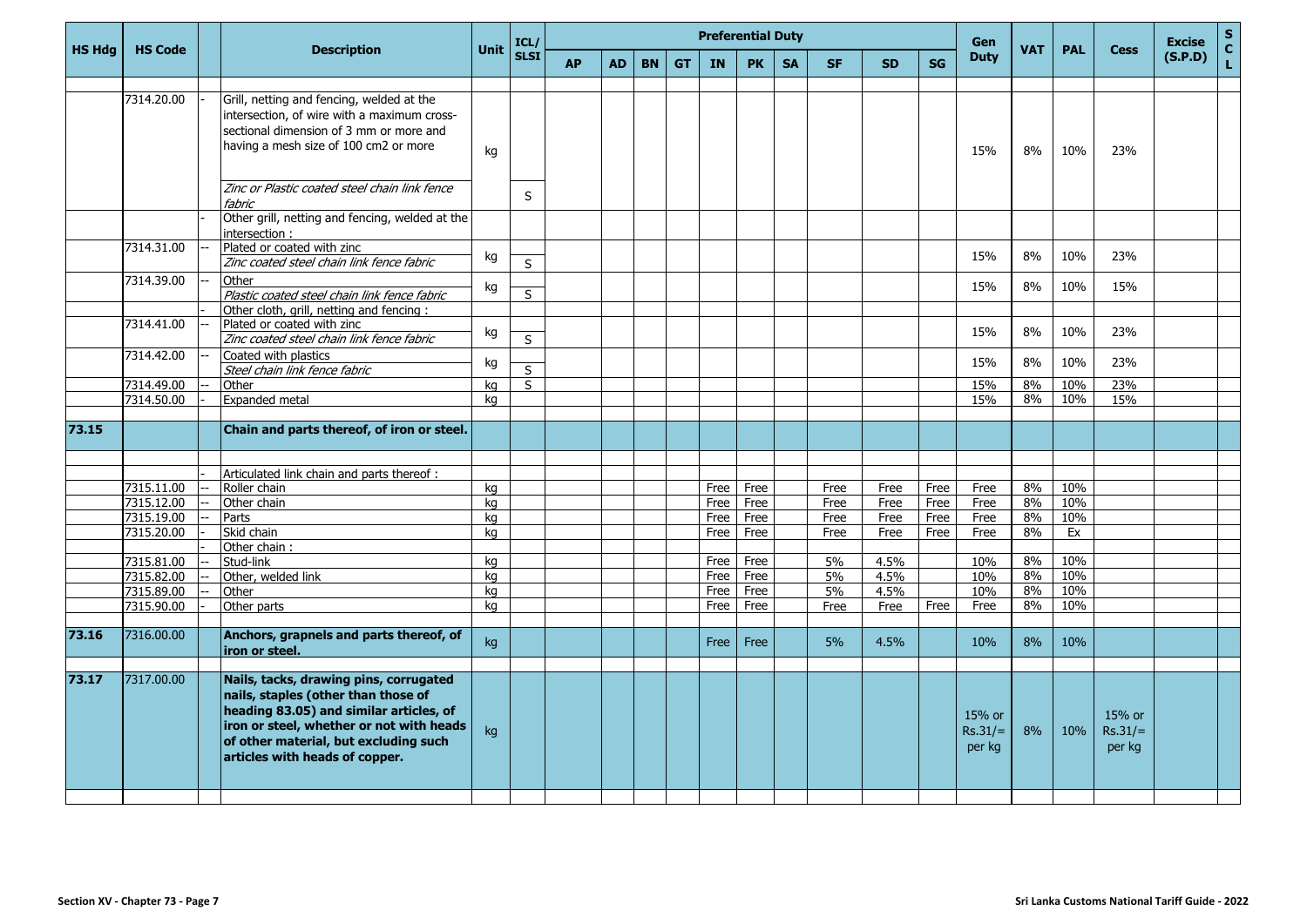| HS Hdg | HS Code | | Description | Unit | ICL/ SLSI | Preferential Duty | | | | | | | | | | Gen Duty | VAT | PAL | Cess | Excise (S.P.D) | S C L |
|---|---|---|---|---|---|---|---|---|---|---|---|---|---|---|---|---|---|---|---|---|---|
| | | | | | | AP | AD | BN | GT | IN | PK | SA | SF | SD | SG | | | | | | |
| | 7314.20.00 | - | Grill, netting and fencing, welded at the intersection, of wire with a maximum cross-sectional dimension of 3 mm or more and having a mesh size of 100 cm2 or more | kg | | | | | | | | | | | | 15% | 8% | 10% | 23% | | |
| | | | *Zinc or Plastic coated steel chain link fence fabric* | | S | | | | | | | | | | | | | | | | |
| | | - | Other grill, netting and fencing, welded at the intersection : | | | | | | | | | | | | | | | | | | |
| | 7314.31.00 | -- | Plated or coated with zinc | kg | | | | | | | | | | | | 15% | 8% | 10% | 23% | | |
| | | | *Zinc coated steel chain link fence fabric* | | S | | | | | | | | | | | | | | | | |
| | 7314.39.00 | -- | Other | kg | | | | | | | | | | | | 15% | 8% | 10% | 15% | | |
| | | | *Plastic coated steel chain link fence fabric* | | S | | | | | | | | | | | | | | | | |
| | | - | Other cloth, grill, netting and fencing : | | | | | | | | | | | | | | | | | | |
| | 7314.41.00 | -- | Plated or coated with zinc | kg | | | | | | | | | | | | 15% | 8% | 10% | 23% | | |
| | | | *Zinc coated steel chain link fence fabric* | | S | | | | | | | | | | | | | | | | |
| | 7314.42.00 | -- | Coated with plastics | kg | | | | | | | | | | | | 15% | 8% | 10% | 23% | | |
| | | | *Steel chain link fence fabric* | | S | | | | | | | | | | | | | | | | |
| | 7314.49.00 | -- | Other | kg | S | | | | | | | | | | | 15% | 8% | 10% | 23% | | |
| | 7314.50.00 | - | Expanded metal | kg | | | | | | | | | | | | 15% | 8% | 10% | 15% | | |
| **73.15** | | | **Chain and parts thereof, of iron or steel.** | | | | | | | | | | | | | | | | | | |
| | | - | Articulated link chain and parts thereof : | | | | | | | | | | | | | | | | | | |
| | 7315.11.00 | -- | Roller chain | kg | | | | | | Free | Free | | Free | Free | Free | Free | 8% | 10% | | | |
| | 7315.12.00 | -- | Other chain | kg | | | | | | Free | Free | | Free | Free | Free | Free | 8% | 10% | | | |
| | 7315.19.00 | -- | Parts | kg | | | | | | Free | Free | | Free | Free | Free | Free | 8% | 10% | | | |
| | 7315.20.00 | - | Skid chain | kg | | | | | | Free | Free | | Free | Free | Free | Free | 8% | Ex | | | |
| | | - | Other chain : | | | | | | | | | | | | | | | | | | |
| | 7315.81.00 | -- | Stud-link | kg | | | | | | Free | Free | | 5% | 4.5% | | 10% | 8% | 10% | | | |
| | 7315.82.00 | -- | Other, welded link | kg | | | | | | Free | Free | | 5% | 4.5% | | 10% | 8% | 10% | | | |
| | 7315.89.00 | -- | Other | kg | | | | | | Free | Free | | 5% | 4.5% | | 10% | 8% | 10% | | | |
| | 7315.90.00 | - | Other parts | kg | | | | | | Free | Free | | Free | Free | Free | Free | 8% | 10% | | | |
| **73.16** | 7316.00.00 | | **Anchors, grapnels and parts thereof, of iron or steel.** | kg | | | | | | Free | Free | | 5% | 4.5% | | 10% | 8% | 10% | | | |
| **73.17** | 7317.00.00 | | **Nails, tacks, drawing pins, corrugated nails, staples (other than those of heading 83.05) and similar articles, of iron or steel, whether or not with heads of other material, but excluding such articles with heads of copper.** | kg | | | | | | | | | | | | 15% or Rs.31/= per kg | 8% | 10% | 15% or Rs.31/= per kg | | |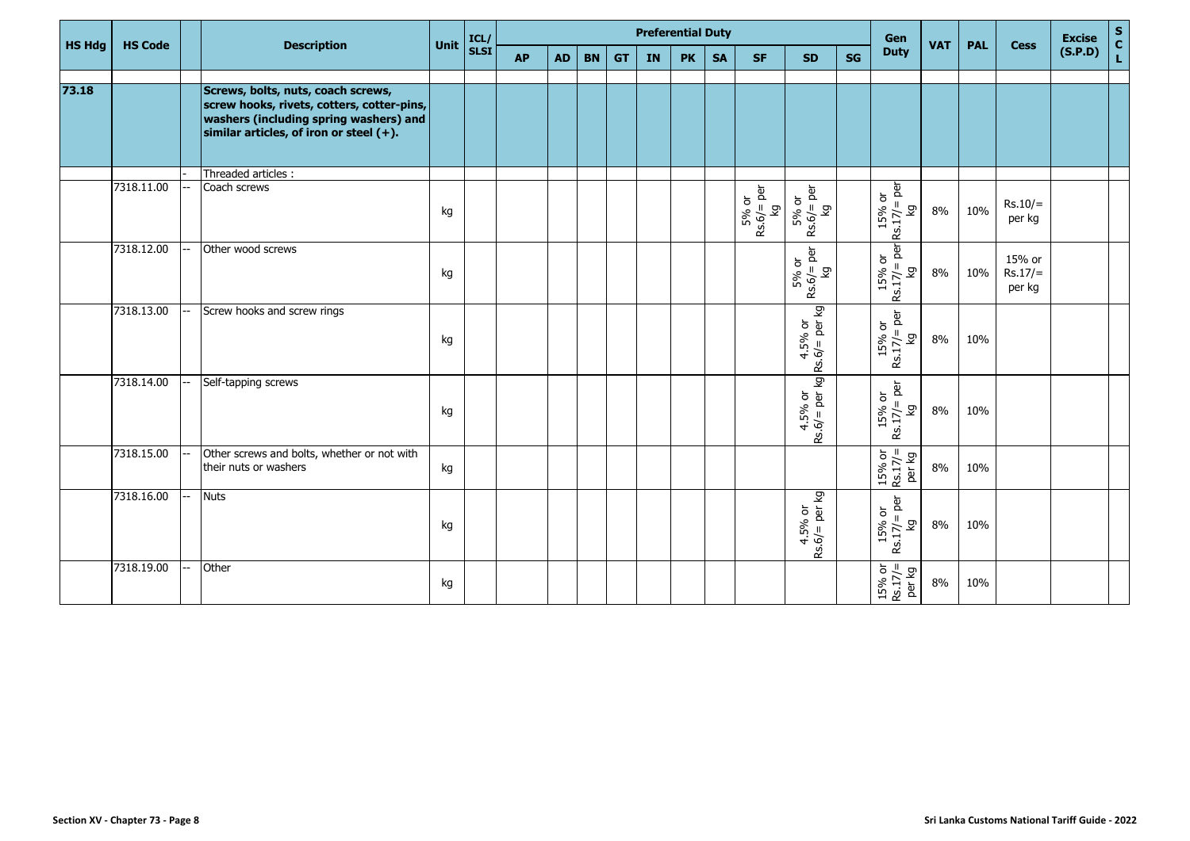| HS Hdg | HS Code | | Description | Unit | ICL/ SLSI | Preferential Duty | | | | | | | | | | Gen Duty | VAT | PAL | Cess | Excise (S.P.D) | S C L |
|---|---|---|---|---|---|---|---|---|---|---|---|---|---|---|---|---|---|---|---|---|---|
| | | | | | | AP | AD | BN | GT | IN | PK | SA | SF | SD | SG | | | | | | |
| 73.18 | | | **Screws, bolts, nuts, coach screws, screw hooks, rivets, cotters, cotter-pins, washers (including spring washers) and similar articles, of iron or steel (+).** | | | | | | | | | | | | | | | | | | |
| | | - | Threaded articles : | | | | | | | | | | | | | | | | | | |
| | 7318.11.00 | -- | Coach screws | kg | | | | | | | | | 5% or Rs.6/= per kg | 5% or Rs.6/= per kg | | 15% or Rs.17/= per kg | 8% | 10% | Rs.10/= per kg | | |
| | 7318.12.00 | -- | Other wood screws | kg | | | | | | | | | | 5% or Rs.6/= per kg | | 15% or Rs.17/= per kg | 8% | 10% | 15% or Rs.17/= per kg | | |
| | 7318.13.00 | -- | Screw hooks and screw rings | kg | | | | | | | | | | 4.5% or Rs.6/= per kg | | 15% or Rs.17/= per kg | 8% | 10% | | | |
| | 7318.14.00 | -- | Self-tapping screws | kg | | | | | | | | | | 4.5% or Rs.6/= per kg | | 15% or Rs.17/= per kg | 8% | 10% | | | |
| | 7318.15.00 | -- | Other screws and bolts, whether or not with their nuts or washers | kg | | | | | | | | | | | | 15% or Rs.17/= per kg | 8% | 10% | | | |
| | 7318.16.00 | -- | Nuts | kg | | | | | | | | | | 4.5% or Rs.6/= per kg | | 15% or Rs.17/= per kg | 8% | 10% | | | |
| | 7318.19.00 | -- | Other | kg | | | | | | | | | | | | 15% or Rs.17/= per kg | 8% | 10% | | | |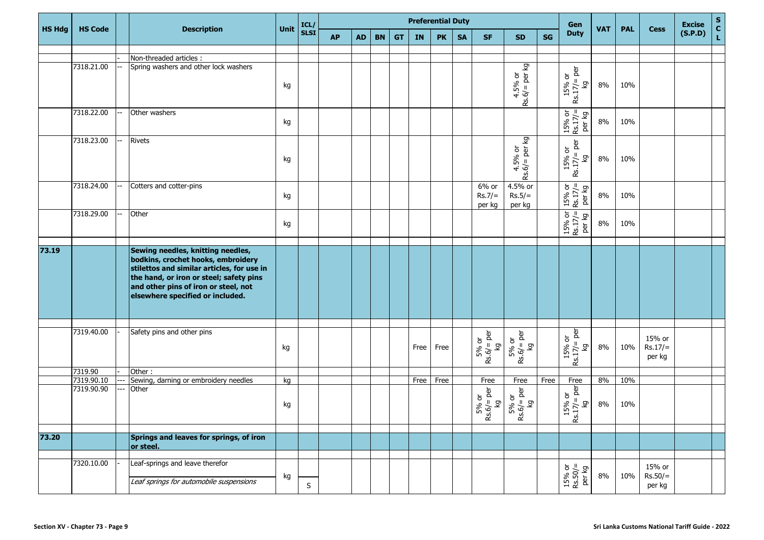| HS Hdg | HS Code | | Description | Unit | ICL/ SLSI | Preferential Duty | | | | | | | | | | Gen Duty | VAT | PAL | Cess | Excise (S.P.D) | S C L |
|---|---|---|---|---|---|---|---|---|---|---|---|---|---|---|---|---|---|---|---|---|---|
| | | | | | | AP | AD | BN | GT | IN | PK | SA | SF | SD | SG | | | | | | |
| | | - | Non-threaded articles : | | | | | | | | | | | | | | | | | | |
| | 7318.21.00 | -- | Spring washers and other lock washers | kg | | | | | | | | | | 4.5% or Rs.6/= per kg | | 15% or Rs.17/= per kg | 8% | 10% | | | |
| | 7318.22.00 | -- | Other washers | kg | | | | | | | | | | | | 15% or Rs.17/= per kg | 8% | 10% | | | |
| | 7318.23.00 | -- | Rivets | kg | | | | | | | | | | 4.5% or Rs.6/= per kg | | 15% or Rs.17/= per kg | 8% | 10% | | | |
| | 7318.24.00 | -- | Cotters and cotter-pins | kg | | | | | | | | | 6% or Rs.7/= per kg | 4.5% or Rs.5/= per kg | | 15% or Rs.17/= per kg | 8% | 10% | | | |
| | 7318.29.00 | -- | Other | kg | | | | | | | | | | | | 15% or Rs.17/= per kg | 8% | 10% | | | |
| **73.19** | | | **Sewing needles, knitting needles, bodkins, crochet hooks, embroidery stilettos and similar articles, for use in the hand, or iron or steel; safety pins and other pins of iron or steel, not elsewhere specified or included.** | | | | | | | | | | | | | | | | | | |
| | 7319.40.00 | - | Safety pins and other pins | kg | | | | | | Free | Free | | 5% or Rs.6/= per kg | 5% or Rs.6/= per kg | | 15% or Rs.17/= per kg | 8% | 10% | 15% or Rs.17/= per kg | | |
| | 7319.90 | - | Other : | | | | | | | | | | | | | | | | | | |
| | 7319.90.10 | --- | Sewing, darning or embroidery needles | kg | | | | | | Free | Free | | Free | Free | Free | Free | 8% | 10% | | | |
| | 7319.90.90 | --- | Other | kg | | | | | | | | | 5% or Rs.6/= per kg | 5% or Rs.6/= per kg | | 15% or Rs.17/= per kg | 8% | 10% | | | |
| **73.20** | | | **Springs and leaves for springs, of iron or steel.** | | | | | | | | | | | | | | | | | | |
| | 7320.10.00 | - | Leaf-springs and leave therefor<br>*Leaf springs for automobile suspensions* | kg | S | | | | | | | | | | | 15% or Rs.50/= per kg | 8% | 10% | 15% or Rs.50/= per kg | | |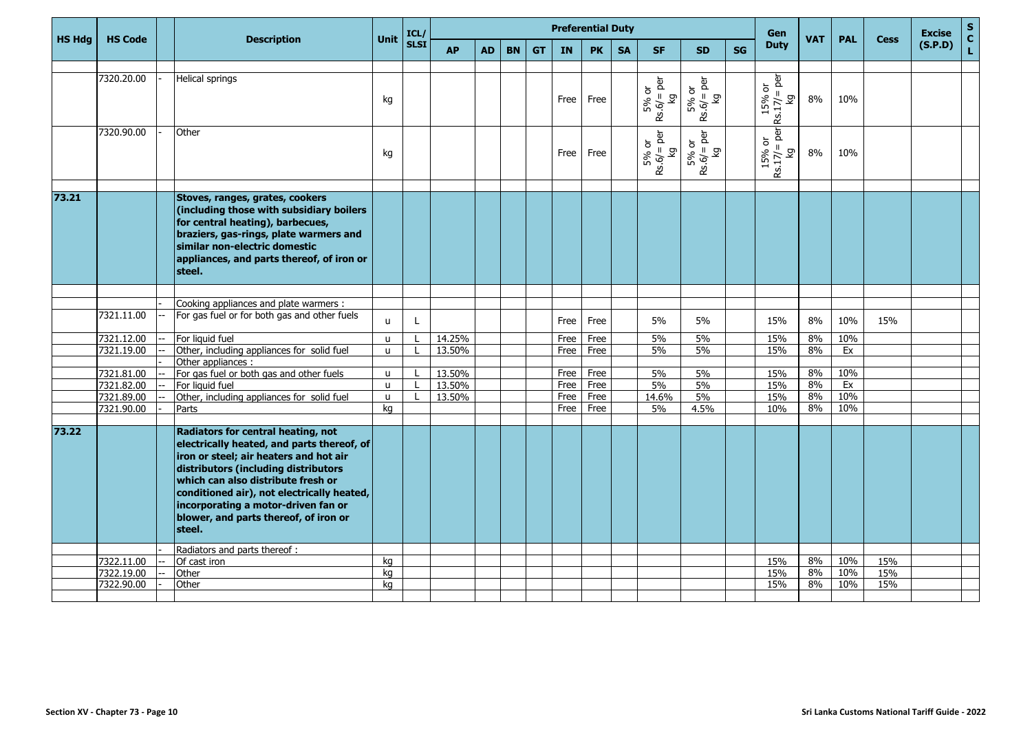| HS Hdg | HS Code | | Description | Unit | ICL/ SLSI | Preferential Duty | | | | | | | | | | Gen Duty | VAT | PAL | Cess | Excise (S.P.D) | S C L |
|---|---|---|---|---|---|---|---|---|---|---|---|---|---|---|---|---|---|---|---|---|---|
| | | | | | | AP | AD | BN | GT | IN | PK | SA | SF | SD | SG | | | | | | |
| | | | | | | | | | | | | | | | | | | | | | |
| | 7320.20.00 | - | Helical springs | kg | | | | | | Free | Free | | 5% or Rs.6/= per kg | 5% or Rs.6/= per kg | | 15% or Rs.17/= per kg | 8% | 10% | | | |
| | 7320.90.00 | - | Other | kg | | | | | | Free | Free | | 5% or Rs.6/= per kg | 5% or Rs.6/= per kg | | 15% or Rs.17/= per kg | 8% | 10% | | | |
| | | | | | | | | | | | | | | | | | | | | | |
| **73.21** | | | **Stoves, ranges, grates, cookers (including those with subsidiary boilers for central heating), barbecues, braziers, gas-rings, plate warmers and similar non-electric domestic appliances, and parts thereof, of iron or steel.** | | | | | | | | | | | | | | | | | | |
| | | | | | | | | | | | | | | | | | | | | | |
| | | - | Cooking appliances and plate warmers : | | | | | | | | | | | | | | | | | | |
| | 7321.11.00 | -- | For gas fuel or for both gas and other fuels | u | L | | | | | Free | Free | | 5% | 5% | | 15% | 8% | 10% | 15% | | |
| | 7321.12.00 | -- | For liquid fuel | u | L | 14.25% | | | | Free | Free | | 5% | 5% | | 15% | 8% | 10% | | | |
| | 7321.19.00 | -- | Other, including appliances for solid fuel | u | L | 13.50% | | | | Free | Free | | 5% | 5% | | 15% | 8% | Ex | | | |
| | | - | Other appliances : | | | | | | | | | | | | | | | | | | |
| | 7321.81.00 | -- | For gas fuel or both gas and other fuels | u | L | 13.50% | | | | Free | Free | | 5% | 5% | | 15% | 8% | 10% | | | |
| | 7321.82.00 | -- | For liquid fuel | u | L | 13.50% | | | | Free | Free | | 5% | 5% | | 15% | 8% | Ex | | | |
| | 7321.89.00 | -- | Other, including appliances for solid fuel | u | L | 13.50% | | | | Free | Free | | 14.6% | 5% | | 15% | 8% | 10% | | | |
| | 7321.90.00 | - | Parts | kg | | | | | | Free | Free | | 5% | 4.5% | | 10% | 8% | 10% | | | |
| | | | | | | | | | | | | | | | | | | | | | |
| **73.22** | | | **Radiators for central heating, not electrically heated, and parts thereof, of iron or steel; air heaters and hot air distributors (including distributors which can also distribute fresh or conditioned air), not electrically heated, incorporating a motor-driven fan or blower, and parts thereof, of iron or steel.** | | | | | | | | | | | | | | | | | | |
| | | - | Radiators and parts thereof : | | | | | | | | | | | | | | | | | | |
| | 7322.11.00 | -- | Of cast iron | kg | | | | | | | | | | | | 15% | 8% | 10% | 15% | | |
| | 7322.19.00 | -- | Other | kg | | | | | | | | | | | | 15% | 8% | 10% | 15% | | |
| | 7322.90.00 | - | Other | kg | | | | | | | | | | | | 15% | 8% | 10% | 15% | | |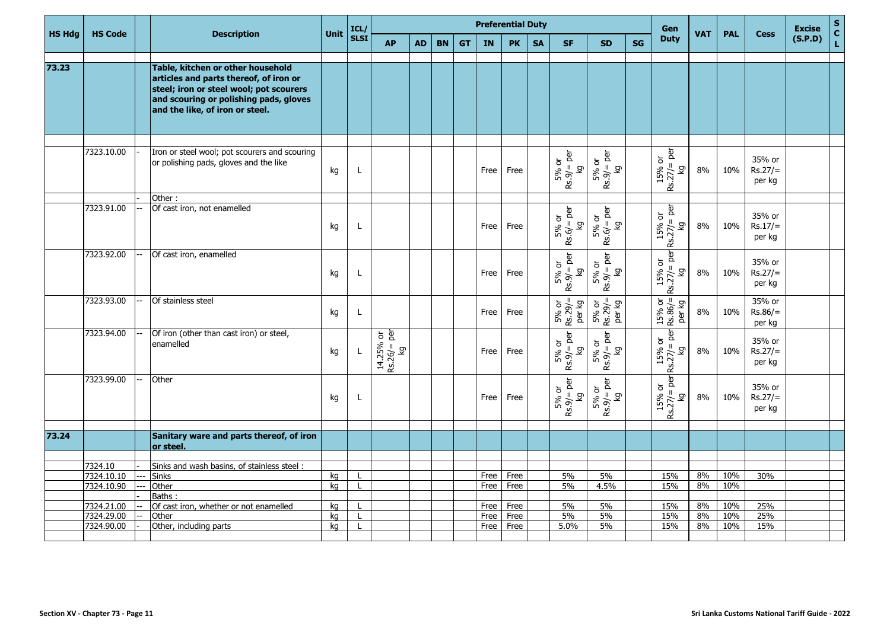| HS Hdg | HS Code | | Description | Unit | ICL/ SLSI | Preferential Duty | | | | | | | | | | Gen Duty | VAT | PAL | Cess | Excise (S.P.D) | S C L |
|---|---|---|---|---|---|---|---|---|---|---|---|---|---|---|---|---|---|---|---|---|---|
| | | | | | | AP | AD | BN | GT | IN | PK | SA | SF | SD | SG | | | | | | |
| 73.23 | | | **Table, kitchen or other household articles and parts thereof, of iron or steel; iron or steel wool; pot scourers and scouring or polishing pads, gloves and the like, of iron or steel.** | | | | | | | | | | | | | | | | | | |
| | 7323.10.00 | - | Iron or steel wool; pot scourers and scouring or polishing pads, gloves and the like | kg | L | | | | | Free | Free | | 5% or Rs.9/= per kg | 5% or Rs.9/= per kg | | 15% or Rs.27/= per kg | 8% | 10% | 35% or Rs.27/= per kg | | |
| | | - | Other : | | | | | | | | | | | | | | | | | | |
| | 7323.91.00 | -- | Of cast iron, not enamelled | kg | L | | | | | Free | Free | | 5% or Rs.6/= per kg | 5% or Rs.6/= per kg | | 15% or Rs.27/= per kg | 8% | 10% | 35% or Rs.17/= per kg | | |
| | 7323.92.00 | -- | Of cast iron, enamelled | kg | L | | | | | Free | Free | | 5% or Rs.9/= per kg | 5% or Rs.9/= per kg | | 15% or Rs.27/= per kg | 8% | 10% | 35% or Rs.27/= per kg | | |
| | 7323.93.00 | -- | Of stainless steel | kg | L | | | | | Free | Free | | 5% or Rs.29/= per kg | 5% or Rs.29/= per kg | | 15% or Rs.86/= per kg | 8% | 10% | 35% or Rs.86/= per kg | | |
| | 7323.94.00 | -- | Of iron (other than cast iron) or steel, enamelled | kg | L | 14.25% or Rs.26/= per kg | | | | Free | Free | | 5% or Rs.9/= per kg | 5% or Rs.9/= per kg | | 15% or Rs.27/= per kg | 8% | 10% | 35% or Rs.27/= per kg | | |
| | 7323.99.00 | -- | Other | kg | L | | | | | Free | Free | | 5% or Rs.9/= per kg | 5% or Rs.9/= per kg | | 15% or Rs.27/= per kg | 8% | 10% | 35% or Rs.27/= per kg | | |
| 73.24 | | | **Sanitary ware and parts thereof, of iron or steel.** | | | | | | | | | | | | | | | | | | |
| | 7324.10 | - | Sinks and wash basins, of stainless steel : | | | | | | | | | | | | | | | | | | |
| | 7324.10.10 | --- | Sinks | kg | L | | | | | Free | Free | | 5% | 5% | | 15% | 8% | 10% | 30% | | |
| | 7324.10.90 | --- | Other | kg | L | | | | | Free | Free | | 5% | 4.5% | | 15% | 8% | 10% | | | |
| | | - | Baths : | | | | | | | | | | | | | | | | | | |
| | 7324.21.00 | -- | Of cast iron, whether or not enamelled | kg | L | | | | | Free | Free | | 5% | 5% | | 15% | 8% | 10% | 25% | | |
| | 7324.29.00 | -- | Other | kg | L | | | | | Free | Free | | 5% | 5% | | 15% | 8% | 10% | 25% | | |
| | 7324.90.00 | - | Other, including parts | kg | L | | | | | Free | Free | | 5.0% | 5% | | 15% | 8% | 10% | 15% | | |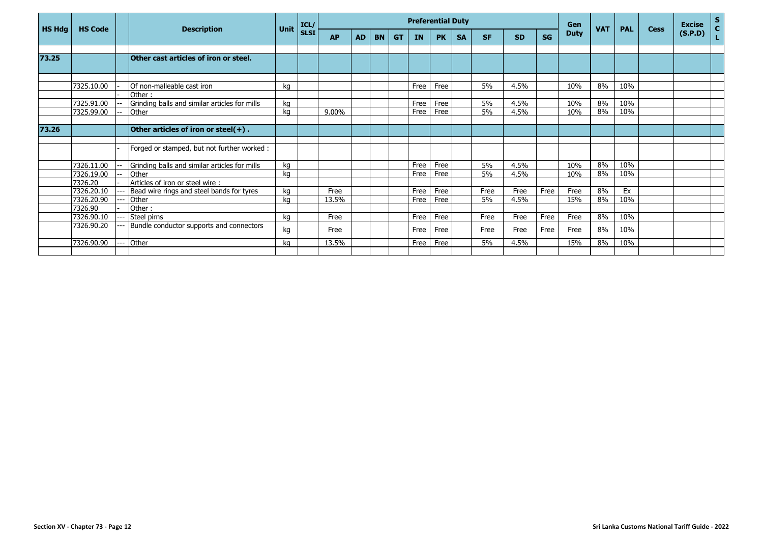| HS Hdg | HS Code | | Description | Unit | ICL/ SLSI | Preferential Duty | | | | | | | | | | Gen Duty | VAT | PAL | Cess | Excise (S.P.D) | S C L |
|---|---|---|---|---|---|---|---|---|---|---|---|---|---|---|---|---|---|---|---|---|---|
| | | | | | | AP | AD | BN | GT | IN | PK | SA | SF | SD | SG | | | | | | |
| 73.25 | | | **Other cast articles of iron or steel.** | | | | | | | | | | | | | | | | | | |
| | 7325.10.00 | - | Of non-malleable cast iron | kg | | | | | | Free | Free | | 5% | 4.5% | | 10% | 8% | 10% | | | |
| | | - | Other : | | | | | | | | | | | | | | | | | | |
| | 7325.91.00 | -- | Grinding balls and similar articles for mills | kg | | | | | | Free | Free | | 5% | 4.5% | | 10% | 8% | 10% | | | |
| | 7325.99.00 | -- | Other | kg | | 9.00% | | | | Free | Free | | 5% | 4.5% | | 10% | 8% | 10% | | | |
| 73.26 | | | **Other articles of iron or steel(+) .** | | | | | | | | | | | | | | | | | | |
| | | - | Forged or stamped, but not further worked : | | | | | | | | | | | | | | | | | | |
| | 7326.11.00 | -- | Grinding balls and similar articles for mills | kg | | | | | | Free | Free | | 5% | 4.5% | | 10% | 8% | 10% | | | |
| | 7326.19.00 | -- | Other | kg | | | | | | Free | Free | | 5% | 4.5% | | 10% | 8% | 10% | | | |
| | 7326.20 | - | Articles of iron or steel wire : | | | | | | | | | | | | | | | | | | |
| | 7326.20.10 | --- | Bead wire rings and steel bands for tyres | kg | | Free | | | | Free | Free | | Free | Free | Free | Free | 8% | Ex | | | |
| | 7326.20.90 | --- | Other | kg | | 13.5% | | | | Free | Free | | 5% | 4.5% | | 15% | 8% | 10% | | | |
| | 7326.90 | - | Other : | | | | | | | | | | | | | | | | | | |
| | 7326.90.10 | --- | Steel pirns | kg | | Free | | | | Free | Free | | Free | Free | Free | Free | 8% | 10% | | | |
| | 7326.90.20 | --- | Bundle conductor supports and connectors | kg | | Free | | | | Free | Free | | Free | Free | Free | Free | 8% | 10% | | | |
| | 7326.90.90 | --- | Other | kg | | 13.5% | | | | Free | Free | | 5% | 4.5% | | 15% | 8% | 10% | | | |